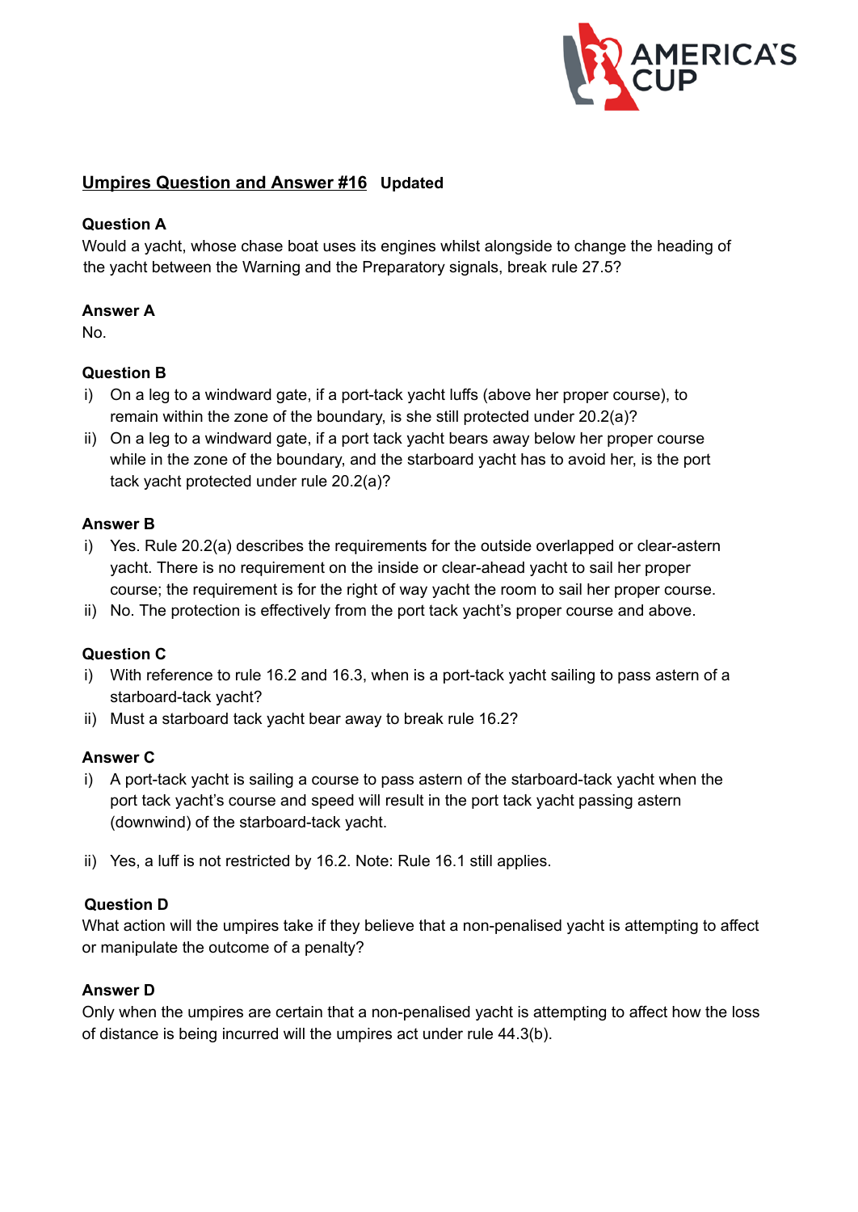## Umpires Question and Answer #16 **Updated**

### Question A

Would a yacht, whose chase boat uses its engines whilst alongside to change the heading of the yacht between the Warning and the Preparatory signals, break rule 27.5?

### Answer A

No.

### Question B

i) On a leg to a windward gate, if a port-tack yacht luffs (above her proper course), to remain within the zone of the boundary, is she still protected under 20.2(a)?

ii) On a leg to a windward gate, if a port tack yacht bears away below her proper course while in the zone of the boundary, and the starboard yacht has to avoid her, is the port tack yacht protected under rule 20.2(a)?

### Answer B

i) Yes. Rule 20.2(a) describes the requirements for the outside overlapped or clear-astern yacht. There is no requirement on the inside or clear-ahead yacht to sail her proper course; the requirement is for the right of way yacht the room to sail her proper course.

ii) No. The protection is effectively from the port tack yacht's proper course and above.

### Question C

i) With reference to rule 16.2 and 16.3, when is a port-tack yacht sailing to pass astern of a starboard-tack yacht?

ii) Must a starboard tack yacht bear away to break rule 16.2?

### Answer C

i) A port-tack yacht is sailing a course to pass astern of the starboard-tack yacht when the port tack yacht's course and speed will result in the port tack yacht passing astern (downwind) of the starboard-tack yacht.

ii) Yes, a luff is not restricted by 16.2. Note: Rule 16.1 still applies.

### Question D

What action will the umpires take if they believe that a non-penalised yacht is attempting to affect or manipulate the outcome of a penalty?

### Answer D

Only when the umpires are certain that a non-penalised yacht is attempting to affect how the loss of distance is being incurred will the umpires act under rule 44.3(b).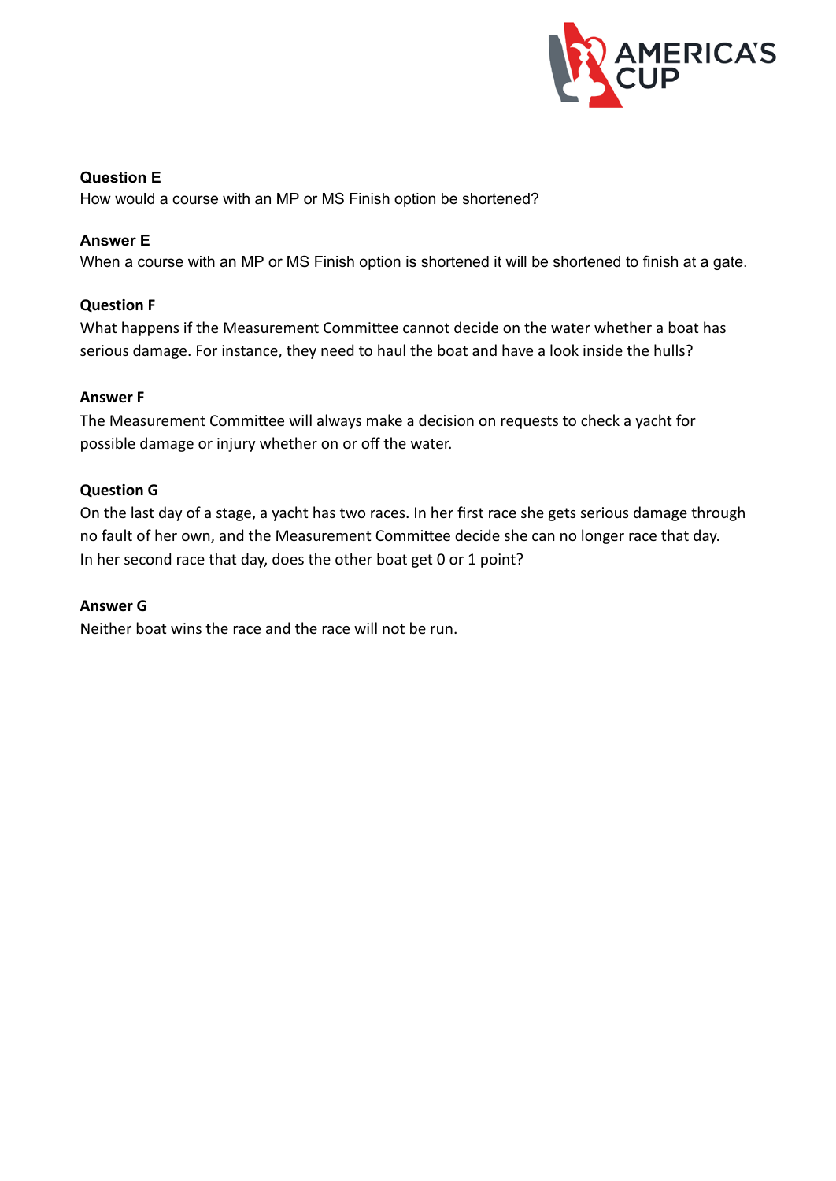**Question E**

How would a course with an MP or MS Finish option be shortened?

**Answer E**

When a course with an MP or MS Finish option is shortened it will be shortened to finish at a gate.

**Question F**

What happens if the Measurement Committee cannot decide on the water whether a boat has serious damage. For instance, they need to haul the boat and have a look inside the hulls?

**Answer F**

The Measurement Committee will always make a decision on requests to check a yacht for possible damage or injury whether on or off the water.

**Question G**

On the last day of a stage, a yacht has two races. In her first race she gets serious damage through no fault of her own, and the Measurement Committee decide she can no longer race that day.
In her second race that day, does the other boat get 0 or 1 point?

**Answer G**

Neither boat wins the race and the race will not be run.